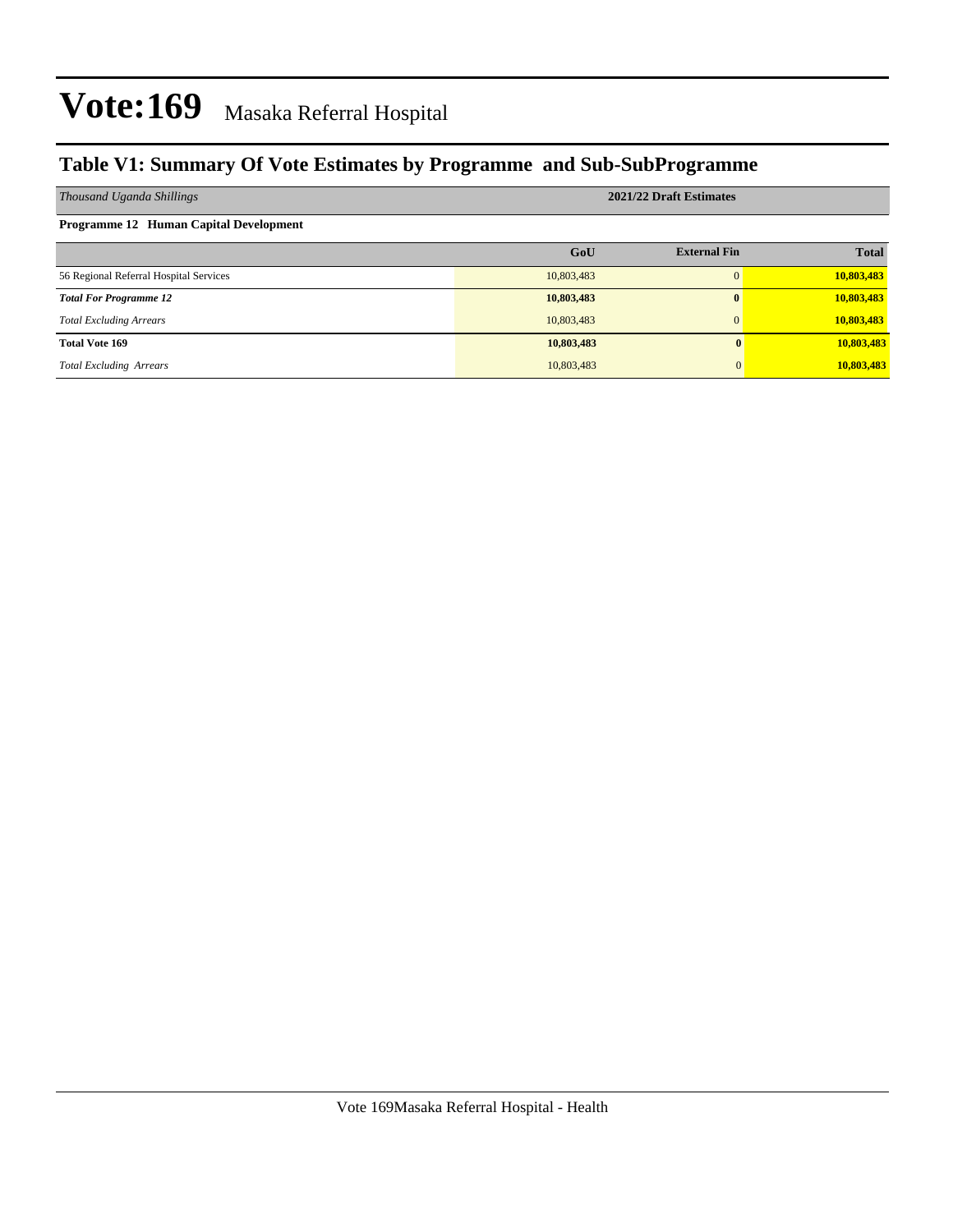# Vote:169 Masaka Referral Hospital

## Table V1: Summary Of Vote Estimates by Programme and Sub-SubProgramme

| *Thousand Uganda Shillings* | 2021/22 Draft Estimates | | |
|---|---|---|---|
| **Programme 12 Human Capital Development** | | | |
| | **GoU** | **External Fin** | **Total** |
| 56 Regional Referral Hospital Services | 10,803,483 | 0 | **10,803,483** |
| ***Total For Programme 12*** | **10,803,483** | **0** | **10,803,483** |
| *Total Excluding Arrears* | 10,803,483 | 0 | **10,803,483** |
| **Total Vote 169** | **10,803,483** | **0** | **10,803,483** |
| *Total Excluding Arrears* | 10,803,483 | 0 | **10,803,483** |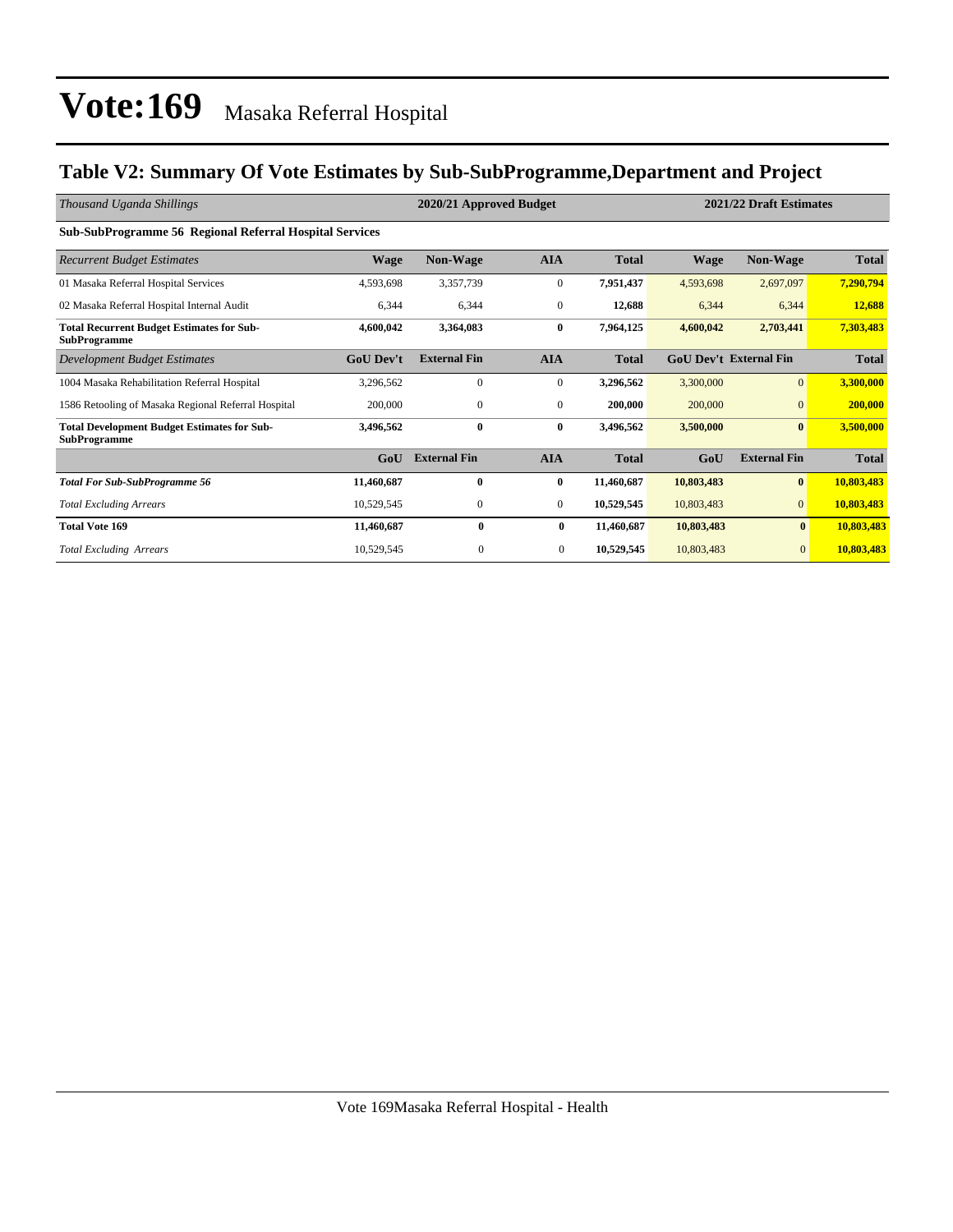# Vote:169 Masaka Referral Hospital

## Table V2: Summary Of Vote Estimates by Sub-SubProgramme,Department and Project

| *Thousand Uganda Shillings* | 2020/21 Approved Budget | | | | 2021/22 Draft Estimates | | |
|---|---|---|---|---|---|---|---|
| **Sub-SubProgramme 56 Regional Referral Hospital Services** | | | | | | | |
| *Recurrent Budget Estimates* | **Wage** | **Non-Wage** | **AIA** | **Total** | **Wage** | **Non-Wage** | **Total** |
| 01 Masaka Referral Hospital Services | 4,593,698 | 3,357,739 | 0 | **7,951,437** | 4,593,698 | 2,697,097 | **7,290,794** |
| 02 Masaka Referral Hospital Internal Audit | 6,344 | 6,344 | 0 | **12,688** | 6,344 | 6,344 | **12,688** |
| **Total Recurrent Budget Estimates for Sub-SubProgramme** | **4,600,042** | **3,364,083** | **0** | **7,964,125** | **4,600,042** | **2,703,441** | **7,303,483** |
| *Development Budget Estimates* | **GoU Dev't** | **External Fin** | **AIA** | **Total** | **GoU Dev't** | **External Fin** | **Total** |
| 1004 Masaka Rehabilitation Referral Hospital | 3,296,562 | 0 | 0 | **3,296,562** | 3,300,000 | 0 | **3,300,000** |
| 1586 Retooling of Masaka Regional Referral Hospital | 200,000 | 0 | 0 | **200,000** | 200,000 | 0 | **200,000** |
| **Total Development Budget Estimates for Sub-SubProgramme** | **3,496,562** | **0** | **0** | **3,496,562** | **3,500,000** | **0** | **3,500,000** |
| | **GoU** | **External Fin** | **AIA** | **Total** | **GoU** | **External Fin** | **Total** |
| ***Total For Sub-SubProgramme 56*** | **11,460,687** | **0** | **0** | **11,460,687** | **10,803,483** | **0** | **10,803,483** |
| *Total Excluding Arrears* | 10,529,545 | 0 | 0 | **10,529,545** | 10,803,483 | 0 | **10,803,483** |
| **Total Vote 169** | **11,460,687** | **0** | **0** | **11,460,687** | **10,803,483** | **0** | **10,803,483** |
| *Total Excluding Arrears* | 10,529,545 | 0 | 0 | **10,529,545** | 10,803,483 | 0 | **10,803,483** |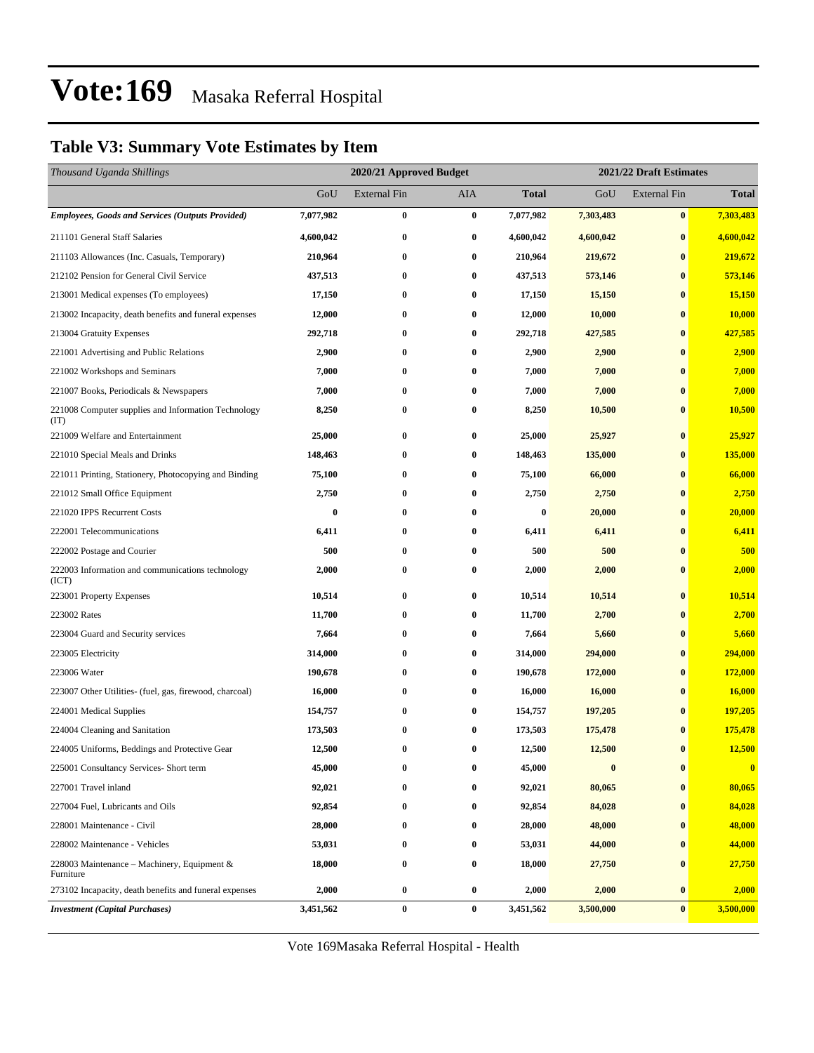# Vote:169 Masaka Referral Hospital

## Table V3: Summary Vote Estimates by Item

| *Thousand Uganda Shillings* | 2020/21 Approved Budget | | | | 2021/22 Draft Estimates | | |
|---|---|---|---|---|---|---|---|
| | GoU | External Fin | AIA | **Total** | GoU | External Fin | **Total** |
| ***Employees, Goods and Services (Outputs Provided)*** | **7,077,982** | **0** | **0** | **7,077,982** | **7,303,483** | **0** | **7,303,483** |
| 211101 General Staff Salaries | **4,600,042** | **0** | **0** | **4,600,042** | **4,600,042** | **0** | **4,600,042** |
| 211103 Allowances (Inc. Casuals, Temporary) | **210,964** | **0** | **0** | **210,964** | **219,672** | **0** | **219,672** |
| 212102 Pension for General Civil Service | **437,513** | **0** | **0** | **437,513** | **573,146** | **0** | **573,146** |
| 213001 Medical expenses (To employees) | **17,150** | **0** | **0** | **17,150** | **15,150** | **0** | **15,150** |
| 213002 Incapacity, death benefits and funeral expenses | **12,000** | **0** | **0** | **12,000** | **10,000** | **0** | **10,000** |
| 213004 Gratuity Expenses | **292,718** | **0** | **0** | **292,718** | **427,585** | **0** | **427,585** |
| 221001 Advertising and Public Relations | **2,900** | **0** | **0** | **2,900** | **2,900** | **0** | **2,900** |
| 221002 Workshops and Seminars | **7,000** | **0** | **0** | **7,000** | **7,000** | **0** | **7,000** |
| 221007 Books, Periodicals & Newspapers | **7,000** | **0** | **0** | **7,000** | **7,000** | **0** | **7,000** |
| 221008 Computer supplies and Information Technology (IT) | **8,250** | **0** | **0** | **8,250** | **10,500** | **0** | **10,500** |
| 221009 Welfare and Entertainment | **25,000** | **0** | **0** | **25,000** | **25,927** | **0** | **25,927** |
| 221010 Special Meals and Drinks | **148,463** | **0** | **0** | **148,463** | **135,000** | **0** | **135,000** |
| 221011 Printing, Stationery, Photocopying and Binding | **75,100** | **0** | **0** | **75,100** | **66,000** | **0** | **66,000** |
| 221012 Small Office Equipment | **2,750** | **0** | **0** | **2,750** | **2,750** | **0** | **2,750** |
| 221020 IPPS Recurrent Costs | **0** | **0** | **0** | **0** | **20,000** | **0** | **20,000** |
| 222001 Telecommunications | **6,411** | **0** | **0** | **6,411** | **6,411** | **0** | **6,411** |
| 222002 Postage and Courier | **500** | **0** | **0** | **500** | **500** | **0** | **500** |
| 222003 Information and communications technology (ICT) | **2,000** | **0** | **0** | **2,000** | **2,000** | **0** | **2,000** |
| 223001 Property Expenses | **10,514** | **0** | **0** | **10,514** | **10,514** | **0** | **10,514** |
| 223002 Rates | **11,700** | **0** | **0** | **11,700** | **2,700** | **0** | **2,700** |
| 223004 Guard and Security services | **7,664** | **0** | **0** | **7,664** | **5,660** | **0** | **5,660** |
| 223005 Electricity | **314,000** | **0** | **0** | **314,000** | **294,000** | **0** | **294,000** |
| 223006 Water | **190,678** | **0** | **0** | **190,678** | **172,000** | **0** | **172,000** |
| 223007 Other Utilities- (fuel, gas, firewood, charcoal) | **16,000** | **0** | **0** | **16,000** | **16,000** | **0** | **16,000** |
| 224001 Medical Supplies | **154,757** | **0** | **0** | **154,757** | **197,205** | **0** | **197,205** |
| 224004 Cleaning and Sanitation | **173,503** | **0** | **0** | **173,503** | **175,478** | **0** | **175,478** |
| 224005 Uniforms, Beddings and Protective Gear | **12,500** | **0** | **0** | **12,500** | **12,500** | **0** | **12,500** |
| 225001 Consultancy Services- Short term | **45,000** | **0** | **0** | **45,000** | **0** | **0** | **0** |
| 227001 Travel inland | **92,021** | **0** | **0** | **92,021** | **80,065** | **0** | **80,065** |
| 227004 Fuel, Lubricants and Oils | **92,854** | **0** | **0** | **92,854** | **84,028** | **0** | **84,028** |
| 228001 Maintenance - Civil | **28,000** | **0** | **0** | **28,000** | **48,000** | **0** | **48,000** |
| 228002 Maintenance - Vehicles | **53,031** | **0** | **0** | **53,031** | **44,000** | **0** | **44,000** |
| 228003 Maintenance – Machinery, Equipment & Furniture | **18,000** | **0** | **0** | **18,000** | **27,750** | **0** | **27,750** |
| 273102 Incapacity, death benefits and funeral expenses | **2,000** | **0** | **0** | **2,000** | **2,000** | **0** | **2,000** |
| ***Investment (Capital Purchases)*** | **3,451,562** | **0** | **0** | **3,451,562** | **3,500,000** | **0** | **3,500,000** |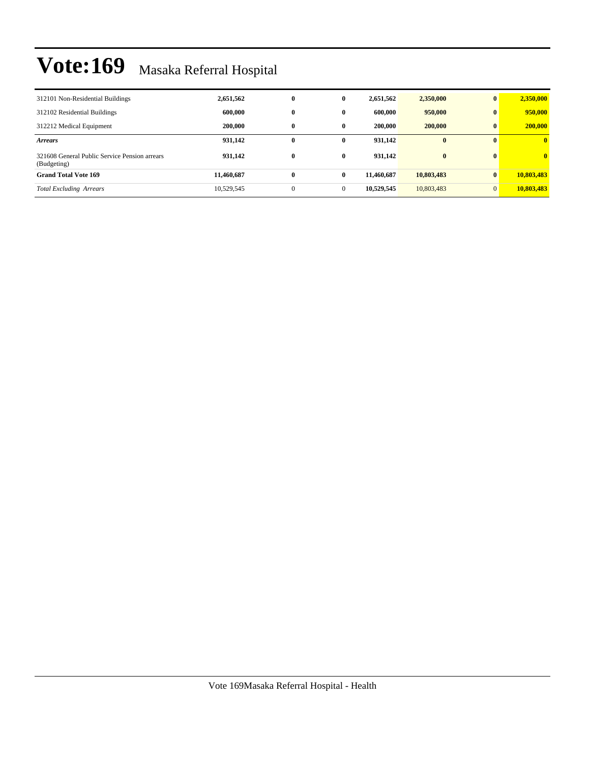# Vote:169 Masaka Referral Hospital

| | | | | | | | |
|---|---|---|---|---|---|---|---|
| 312101 Non-Residential Buildings | **2,651,562** | **0** | **0** | **2,651,562** | **2,350,000** | **0** | **2,350,000** |
| 312102 Residential Buildings | **600,000** | **0** | **0** | **600,000** | **950,000** | **0** | **950,000** |
| 312212 Medical Equipment | **200,000** | **0** | **0** | **200,000** | **200,000** | **0** | **200,000** |
| ***Arrears*** | **931,142** | **0** | **0** | **931,142** | **0** | **0** | **0** |
| 321608 General Public Service Pension arrears (Budgeting) | **931,142** | **0** | **0** | **931,142** | **0** | **0** | **0** |
| **Grand Total Vote 169** | **11,460,687** | **0** | **0** | **11,460,687** | **10,803,483** | **0** | **10,803,483** |
| *Total Excluding Arrears* | 10,529,545 | 0 | 0 | **10,529,545** | 10,803,483 | 0 | **10,803,483** |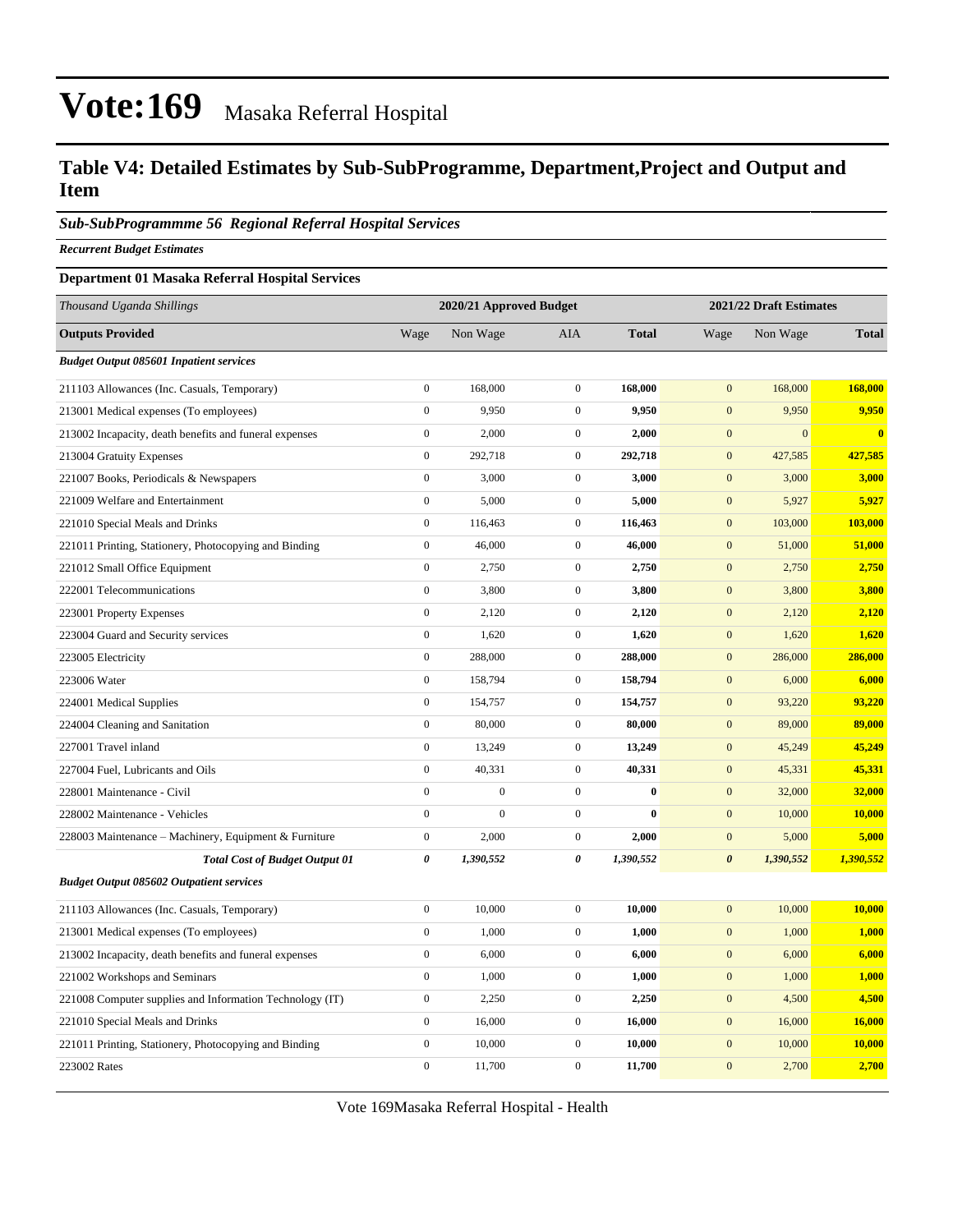# Vote:169 Masaka Referral Hospital

## Table V4: Detailed Estimates by Sub-SubProgramme, Department,Project and Output and Item

### *Sub-SubProgrammme 56 Regional Referral Hospital Services*

***Recurrent Budget Estimates***

**Department 01 Masaka Referral Hospital Services**

| *Thousand Uganda Shillings* | 2020/21 Approved Budget | | | | 2021/22 Draft Estimates | | |
|---|---|---|---|---|---|---|---|
| **Outputs Provided** | Wage | Non Wage | AIA | **Total** | Wage | Non Wage | **Total** |
| ***Budget Output 085601 Inpatient services*** | | | | | | | |
| 211103 Allowances (Inc. Casuals, Temporary) | 0 | 168,000 | 0 | **168,000** | 0 | 168,000 | **168,000** |
| 213001 Medical expenses (To employees) | 0 | 9,950 | 0 | **9,950** | 0 | 9,950 | **9,950** |
| 213002 Incapacity, death benefits and funeral expenses | 0 | 2,000 | 0 | **2,000** | 0 | 0 | **0** |
| 213004 Gratuity Expenses | 0 | 292,718 | 0 | **292,718** | 0 | 427,585 | **427,585** |
| 221007 Books, Periodicals & Newspapers | 0 | 3,000 | 0 | **3,000** | 0 | 3,000 | **3,000** |
| 221009 Welfare and Entertainment | 0 | 5,000 | 0 | **5,000** | 0 | 5,927 | **5,927** |
| 221010 Special Meals and Drinks | 0 | 116,463 | 0 | **116,463** | 0 | 103,000 | **103,000** |
| 221011 Printing, Stationery, Photocopying and Binding | 0 | 46,000 | 0 | **46,000** | 0 | 51,000 | **51,000** |
| 221012 Small Office Equipment | 0 | 2,750 | 0 | **2,750** | 0 | 2,750 | **2,750** |
| 222001 Telecommunications | 0 | 3,800 | 0 | **3,800** | 0 | 3,800 | **3,800** |
| 223001 Property Expenses | 0 | 2,120 | 0 | **2,120** | 0 | 2,120 | **2,120** |
| 223004 Guard and Security services | 0 | 1,620 | 0 | **1,620** | 0 | 1,620 | **1,620** |
| 223005 Electricity | 0 | 288,000 | 0 | **288,000** | 0 | 286,000 | **286,000** |
| 223006 Water | 0 | 158,794 | 0 | **158,794** | 0 | 6,000 | **6,000** |
| 224001 Medical Supplies | 0 | 154,757 | 0 | **154,757** | 0 | 93,220 | **93,220** |
| 224004 Cleaning and Sanitation | 0 | 80,000 | 0 | **80,000** | 0 | 89,000 | **89,000** |
| 227001 Travel inland | 0 | 13,249 | 0 | **13,249** | 0 | 45,249 | **45,249** |
| 227004 Fuel, Lubricants and Oils | 0 | 40,331 | 0 | **40,331** | 0 | 45,331 | **45,331** |
| 228001 Maintenance - Civil | 0 | 0 | 0 | **0** | 0 | 32,000 | **32,000** |
| 228002 Maintenance - Vehicles | 0 | 0 | 0 | **0** | 0 | 10,000 | **10,000** |
| 228003 Maintenance – Machinery, Equipment & Furniture | 0 | 2,000 | 0 | **2,000** | 0 | 5,000 | **5,000** |
| ***Total Cost of Budget Output 01*** | ***0*** | ***1,390,552*** | ***0*** | ***1,390,552*** | ***0*** | ***1,390,552*** | ***1,390,552*** |
| ***Budget Output 085602 Outpatient services*** | | | | | | | |
| 211103 Allowances (Inc. Casuals, Temporary) | 0 | 10,000 | 0 | **10,000** | 0 | 10,000 | **10,000** |
| 213001 Medical expenses (To employees) | 0 | 1,000 | 0 | **1,000** | 0 | 1,000 | **1,000** |
| 213002 Incapacity, death benefits and funeral expenses | 0 | 6,000 | 0 | **6,000** | 0 | 6,000 | **6,000** |
| 221002 Workshops and Seminars | 0 | 1,000 | 0 | **1,000** | 0 | 1,000 | **1,000** |
| 221008 Computer supplies and Information Technology (IT) | 0 | 2,250 | 0 | **2,250** | 0 | 4,500 | **4,500** |
| 221010 Special Meals and Drinks | 0 | 16,000 | 0 | **16,000** | 0 | 16,000 | **16,000** |
| 221011 Printing, Stationery, Photocopying and Binding | 0 | 10,000 | 0 | **10,000** | 0 | 10,000 | **10,000** |
| 223002 Rates | 0 | 11,700 | 0 | **11,700** | 0 | 2,700 | **2,700** |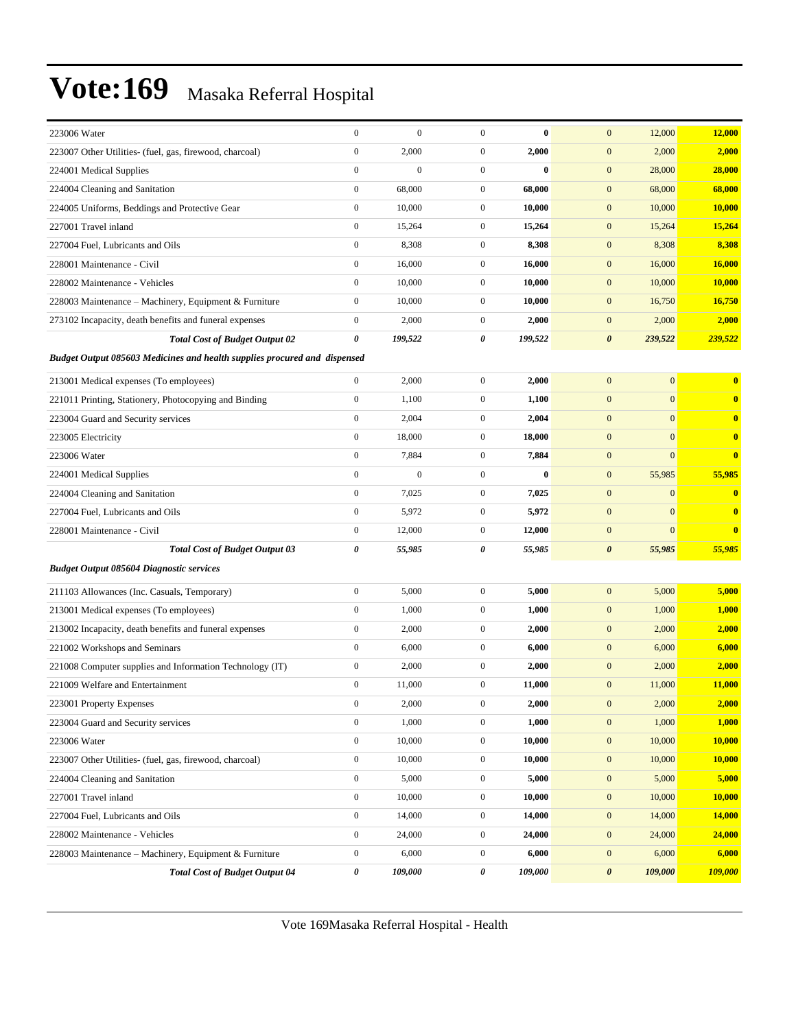| | | | | | | | |
|---|---|---|---|---|---|---|---|
| 223006 Water | 0 | 0 | 0 | **0** | 0 | 12,000 | **12,000** |
| 223007 Other Utilities- (fuel, gas, firewood, charcoal) | 0 | 2,000 | 0 | **2,000** | 0 | 2,000 | **2,000** |
| 224001 Medical Supplies | 0 | 0 | 0 | **0** | 0 | 28,000 | **28,000** |
| 224004 Cleaning and Sanitation | 0 | 68,000 | 0 | **68,000** | 0 | 68,000 | **68,000** |
| 224005 Uniforms, Beddings and Protective Gear | 0 | 10,000 | 0 | **10,000** | 0 | 10,000 | **10,000** |
| 227001 Travel inland | 0 | 15,264 | 0 | **15,264** | 0 | 15,264 | **15,264** |
| 227004 Fuel, Lubricants and Oils | 0 | 8,308 | 0 | **8,308** | 0 | 8,308 | **8,308** |
| 228001 Maintenance - Civil | 0 | 16,000 | 0 | **16,000** | 0 | 16,000 | **16,000** |
| 228002 Maintenance - Vehicles | 0 | 10,000 | 0 | **10,000** | 0 | 10,000 | **10,000** |
| 228003 Maintenance – Machinery, Equipment & Furniture | 0 | 10,000 | 0 | **10,000** | 0 | 16,750 | **16,750** |
| 273102 Incapacity, death benefits and funeral expenses | 0 | 2,000 | 0 | **2,000** | 0 | 2,000 | **2,000** |
| ***Total Cost of Budget Output 02*** | ***0*** | ***199,522*** | ***0*** | ***199,522*** | ***0*** | ***239,522*** | ***239,522*** |
| ***Budget Output 085603 Medicines and health supplies procured and dispensed*** | | | | | | | |
| 213001 Medical expenses (To employees) | 0 | 2,000 | 0 | **2,000** | 0 | 0 | **0** |
| 221011 Printing, Stationery, Photocopying and Binding | 0 | 1,100 | 0 | **1,100** | 0 | 0 | **0** |
| 223004 Guard and Security services | 0 | 2,004 | 0 | **2,004** | 0 | 0 | **0** |
| 223005 Electricity | 0 | 18,000 | 0 | **18,000** | 0 | 0 | **0** |
| 223006 Water | 0 | 7,884 | 0 | **7,884** | 0 | 0 | **0** |
| 224001 Medical Supplies | 0 | 0 | 0 | **0** | 0 | 55,985 | **55,985** |
| 224004 Cleaning and Sanitation | 0 | 7,025 | 0 | **7,025** | 0 | 0 | **0** |
| 227004 Fuel, Lubricants and Oils | 0 | 5,972 | 0 | **5,972** | 0 | 0 | **0** |
| 228001 Maintenance - Civil | 0 | 12,000 | 0 | **12,000** | 0 | 0 | **0** |
| ***Total Cost of Budget Output 03*** | ***0*** | ***55,985*** | ***0*** | ***55,985*** | ***0*** | ***55,985*** | ***55,985*** |
| ***Budget Output 085604 Diagnostic services*** | | | | | | | |
| 211103 Allowances (Inc. Casuals, Temporary) | 0 | 5,000 | 0 | **5,000** | 0 | 5,000 | **5,000** |
| 213001 Medical expenses (To employees) | 0 | 1,000 | 0 | **1,000** | 0 | 1,000 | **1,000** |
| 213002 Incapacity, death benefits and funeral expenses | 0 | 2,000 | 0 | **2,000** | 0 | 2,000 | **2,000** |
| 221002 Workshops and Seminars | 0 | 6,000 | 0 | **6,000** | 0 | 6,000 | **6,000** |
| 221008 Computer supplies and Information Technology (IT) | 0 | 2,000 | 0 | **2,000** | 0 | 2,000 | **2,000** |
| 221009 Welfare and Entertainment | 0 | 11,000 | 0 | **11,000** | 0 | 11,000 | **11,000** |
| 223001 Property Expenses | 0 | 2,000 | 0 | **2,000** | 0 | 2,000 | **2,000** |
| 223004 Guard and Security services | 0 | 1,000 | 0 | **1,000** | 0 | 1,000 | **1,000** |
| 223006 Water | 0 | 10,000 | 0 | **10,000** | 0 | 10,000 | **10,000** |
| 223007 Other Utilities- (fuel, gas, firewood, charcoal) | 0 | 10,000 | 0 | **10,000** | 0 | 10,000 | **10,000** |
| 224004 Cleaning and Sanitation | 0 | 5,000 | 0 | **5,000** | 0 | 5,000 | **5,000** |
| 227001 Travel inland | 0 | 10,000 | 0 | **10,000** | 0 | 10,000 | **10,000** |
| 227004 Fuel, Lubricants and Oils | 0 | 14,000 | 0 | **14,000** | 0 | 14,000 | **14,000** |
| 228002 Maintenance - Vehicles | 0 | 24,000 | 0 | **24,000** | 0 | 24,000 | **24,000** |
| 228003 Maintenance – Machinery, Equipment & Furniture | 0 | 6,000 | 0 | **6,000** | 0 | 6,000 | **6,000** |
| ***Total Cost of Budget Output 04*** | ***0*** | ***109,000*** | ***0*** | ***109,000*** | ***0*** | ***109,000*** | ***109,000*** |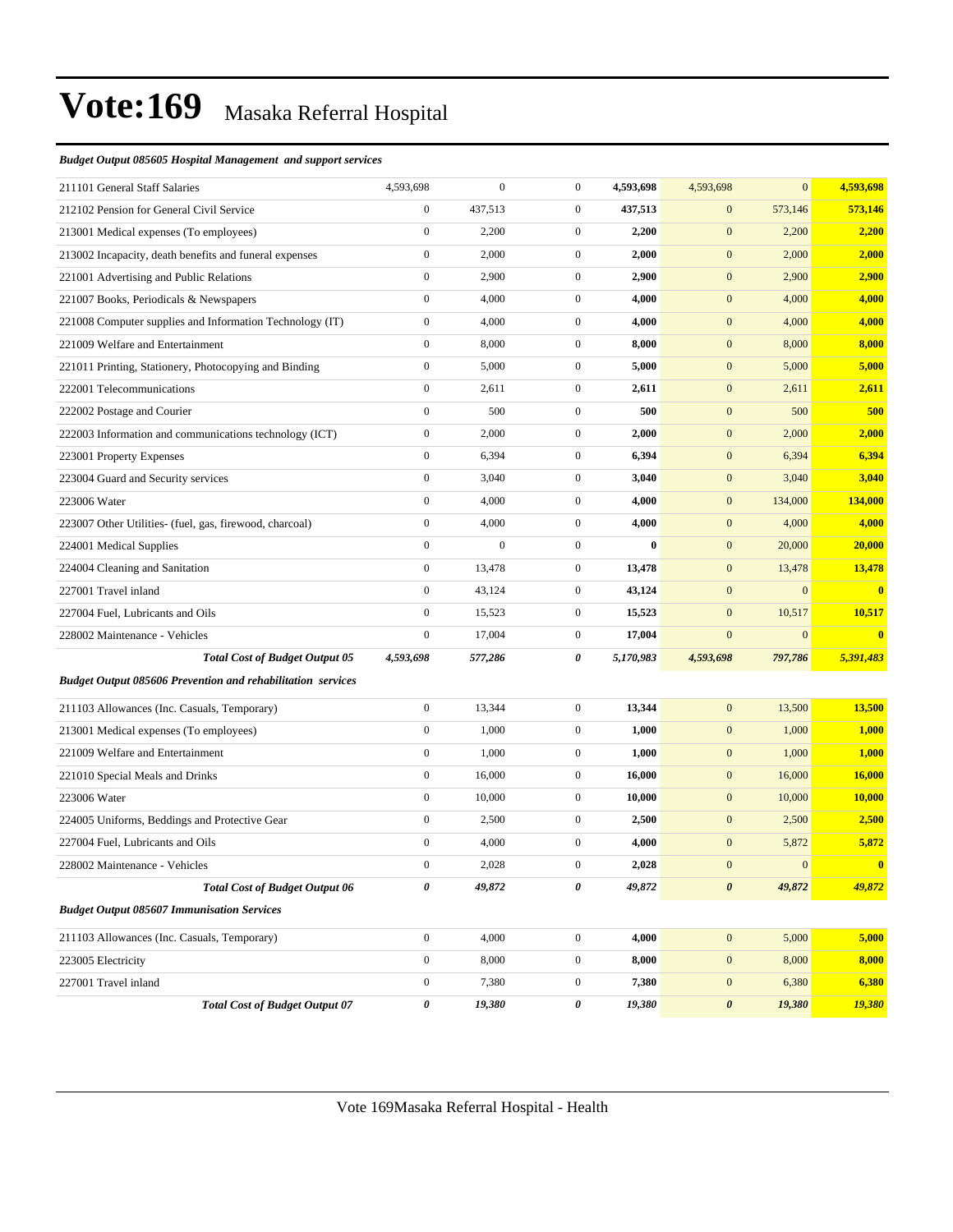# Vote:169 Masaka Referral Hospital

***Budget Output 085605 Hospital Management and support services***

| | | | | | | | |
|---|---|---|---|---|---|---|---|
| 211101 General Staff Salaries | 4,593,698 | 0 | 0 | **4,593,698** | 4,593,698 | 0 | **4,593,698** |
| 212102 Pension for General Civil Service | 0 | 437,513 | 0 | **437,513** | 0 | 573,146 | **573,146** |
| 213001 Medical expenses (To employees) | 0 | 2,200 | 0 | **2,200** | 0 | 2,200 | **2,200** |
| 213002 Incapacity, death benefits and funeral expenses | 0 | 2,000 | 0 | **2,000** | 0 | 2,000 | **2,000** |
| 221001 Advertising and Public Relations | 0 | 2,900 | 0 | **2,900** | 0 | 2,900 | **2,900** |
| 221007 Books, Periodicals & Newspapers | 0 | 4,000 | 0 | **4,000** | 0 | 4,000 | **4,000** |
| 221008 Computer supplies and Information Technology (IT) | 0 | 4,000 | 0 | **4,000** | 0 | 4,000 | **4,000** |
| 221009 Welfare and Entertainment | 0 | 8,000 | 0 | **8,000** | 0 | 8,000 | **8,000** |
| 221011 Printing, Stationery, Photocopying and Binding | 0 | 5,000 | 0 | **5,000** | 0 | 5,000 | **5,000** |
| 222001 Telecommunications | 0 | 2,611 | 0 | **2,611** | 0 | 2,611 | **2,611** |
| 222002 Postage and Courier | 0 | 500 | 0 | **500** | 0 | 500 | **500** |
| 222003 Information and communications technology (ICT) | 0 | 2,000 | 0 | **2,000** | 0 | 2,000 | **2,000** |
| 223001 Property Expenses | 0 | 6,394 | 0 | **6,394** | 0 | 6,394 | **6,394** |
| 223004 Guard and Security services | 0 | 3,040 | 0 | **3,040** | 0 | 3,040 | **3,040** |
| 223006 Water | 0 | 4,000 | 0 | **4,000** | 0 | 134,000 | **134,000** |
| 223007 Other Utilities- (fuel, gas, firewood, charcoal) | 0 | 4,000 | 0 | **4,000** | 0 | 4,000 | **4,000** |
| 224001 Medical Supplies | 0 | 0 | 0 | **0** | 0 | 20,000 | **20,000** |
| 224004 Cleaning and Sanitation | 0 | 13,478 | 0 | **13,478** | 0 | 13,478 | **13,478** |
| 227001 Travel inland | 0 | 43,124 | 0 | **43,124** | 0 | 0 | **0** |
| 227004 Fuel, Lubricants and Oils | 0 | 15,523 | 0 | **15,523** | 0 | 10,517 | **10,517** |
| 228002 Maintenance - Vehicles | 0 | 17,004 | 0 | **17,004** | 0 | 0 | **0** |
| ***Total Cost of Budget Output 05*** | ***4,593,698*** | ***577,286*** | ***0*** | ***5,170,983*** | ***4,593,698*** | ***797,786*** | ***5,391,483*** |

***Budget Output 085606 Prevention and rehabilitation services***

| | | | | | | | |
|---|---|---|---|---|---|---|---|
| 211103 Allowances (Inc. Casuals, Temporary) | 0 | 13,344 | 0 | **13,344** | 0 | 13,500 | **13,500** |
| 213001 Medical expenses (To employees) | 0 | 1,000 | 0 | **1,000** | 0 | 1,000 | **1,000** |
| 221009 Welfare and Entertainment | 0 | 1,000 | 0 | **1,000** | 0 | 1,000 | **1,000** |
| 221010 Special Meals and Drinks | 0 | 16,000 | 0 | **16,000** | 0 | 16,000 | **16,000** |
| 223006 Water | 0 | 10,000 | 0 | **10,000** | 0 | 10,000 | **10,000** |
| 224005 Uniforms, Beddings and Protective Gear | 0 | 2,500 | 0 | **2,500** | 0 | 2,500 | **2,500** |
| 227004 Fuel, Lubricants and Oils | 0 | 4,000 | 0 | **4,000** | 0 | 5,872 | **5,872** |
| 228002 Maintenance - Vehicles | 0 | 2,028 | 0 | **2,028** | 0 | 0 | **0** |
| ***Total Cost of Budget Output 06*** | ***0*** | ***49,872*** | ***0*** | ***49,872*** | ***0*** | ***49,872*** | ***49,872*** |

***Budget Output 085607 Immunisation Services***

| | | | | | | | |
|---|---|---|---|---|---|---|---|
| 211103 Allowances (Inc. Casuals, Temporary) | 0 | 4,000 | 0 | **4,000** | 0 | 5,000 | **5,000** |
| 223005 Electricity | 0 | 8,000 | 0 | **8,000** | 0 | 8,000 | **8,000** |
| 227001 Travel inland | 0 | 7,380 | 0 | **7,380** | 0 | 6,380 | **6,380** |
| ***Total Cost of Budget Output 07*** | ***0*** | ***19,380*** | ***0*** | ***19,380*** | ***0*** | ***19,380*** | ***19,380*** |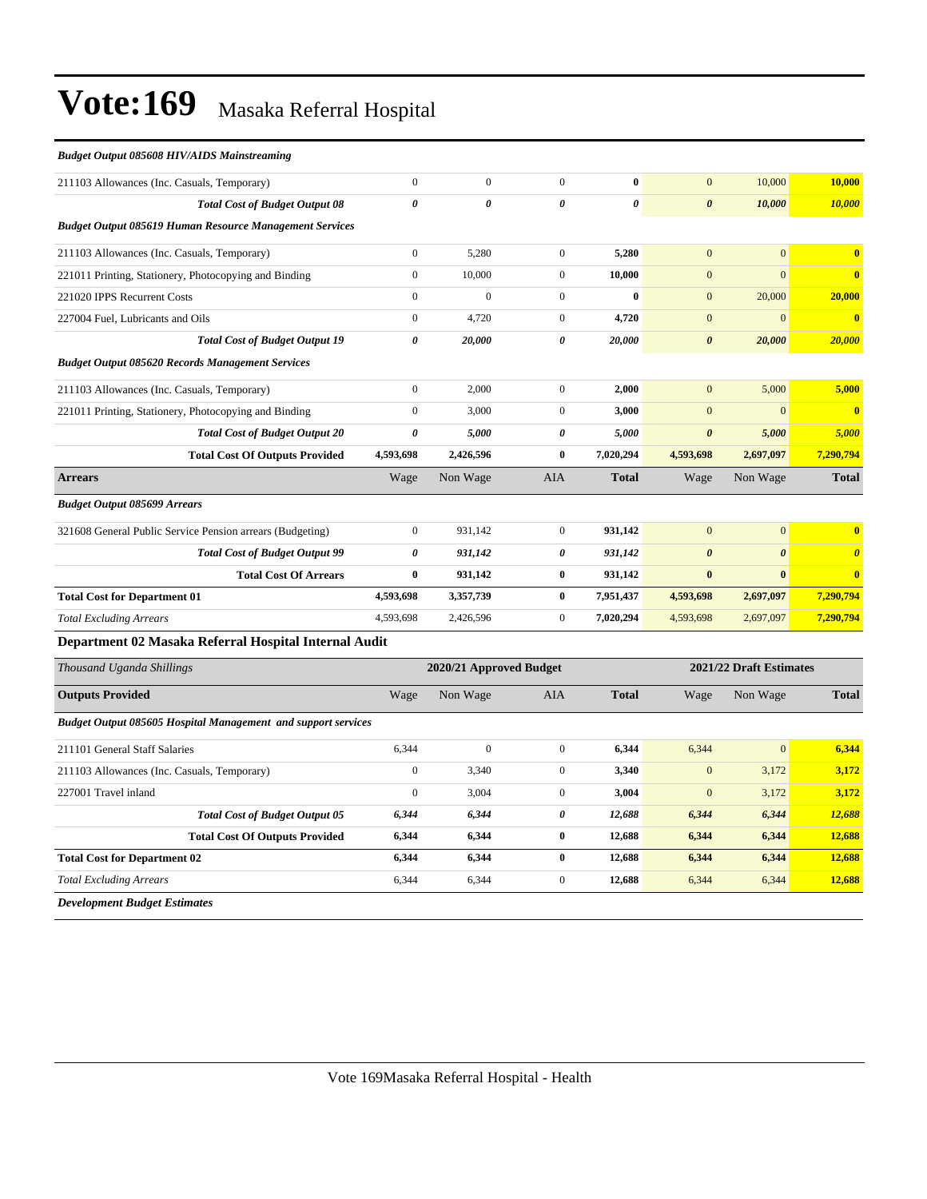| | Wage | Non Wage | AIA | Total | Wage | Non Wage | Total |
|---|---|---|---|---|---|---|---|
| ***Budget Output 085608 HIV/AIDS Mainstreaming*** | | | | | | | |
| 211103 Allowances (Inc. Casuals, Temporary) | 0 | 0 | 0 | **0** | 0 | 10,000 | **10,000** |
| ***Total Cost of Budget Output 08*** | ***0*** | ***0*** | ***0*** | ***0*** | ***0*** | ***10,000*** | ***10,000*** |
| ***Budget Output 085619 Human Resource Management Services*** | | | | | | | |
| 211103 Allowances (Inc. Casuals, Temporary) | 0 | 5,280 | 0 | **5,280** | 0 | 0 | **0** |
| 221011 Printing, Stationery, Photocopying and Binding | 0 | 10,000 | 0 | **10,000** | 0 | 0 | **0** |
| 221020 IPPS Recurrent Costs | 0 | 0 | 0 | **0** | 0 | 20,000 | **20,000** |
| 227004 Fuel, Lubricants and Oils | 0 | 4,720 | 0 | **4,720** | 0 | 0 | **0** |
| ***Total Cost of Budget Output 19*** | ***0*** | ***20,000*** | ***0*** | ***20,000*** | ***0*** | ***20,000*** | ***20,000*** |
| ***Budget Output 085620 Records Management Services*** | | | | | | | |
| 211103 Allowances (Inc. Casuals, Temporary) | 0 | 2,000 | 0 | **2,000** | 0 | 5,000 | **5,000** |
| 221011 Printing, Stationery, Photocopying and Binding | 0 | 3,000 | 0 | **3,000** | 0 | 0 | **0** |
| ***Total Cost of Budget Output 20*** | ***0*** | ***5,000*** | ***0*** | ***5,000*** | ***0*** | ***5,000*** | ***5,000*** |
| **Total Cost Of Outputs Provided** | **4,593,698** | **2,426,596** | **0** | **7,020,294** | **4,593,698** | **2,697,097** | **7,290,794** |
| **Arrears** | Wage | Non Wage | AIA | **Total** | Wage | Non Wage | **Total** |
| ***Budget Output 085699 Arrears*** | | | | | | | |
| 321608 General Public Service Pension arrears (Budgeting) | 0 | 931,142 | 0 | **931,142** | 0 | 0 | **0** |
| ***Total Cost of Budget Output 99*** | ***0*** | ***931,142*** | ***0*** | ***931,142*** | ***0*** | ***0*** | ***0*** |
| **Total Cost Of Arrears** | **0** | **931,142** | **0** | **931,142** | **0** | **0** | **0** |
| **Total Cost for Department 01** | **4,593,698** | **3,357,739** | **0** | **7,951,437** | **4,593,698** | **2,697,097** | **7,290,794** |
| *Total Excluding Arrears* | 4,593,698 | 2,426,596 | 0 | **7,020,294** | 4,593,698 | 2,697,097 | **7,290,794** |

**Department 02 Masaka Referral Hospital Internal Audit**

| *Thousand Uganda Shillings* | 2020/21 Approved Budget | | | | 2021/22 Draft Estimates | | |
|---|---|---|---|---|---|---|---|
| **Outputs Provided** | Wage | Non Wage | AIA | **Total** | Wage | Non Wage | **Total** |
| ***Budget Output 085605 Hospital Management and support services*** | | | | | | | |
| 211101 General Staff Salaries | 6,344 | 0 | 0 | **6,344** | 6,344 | 0 | **6,344** |
| 211103 Allowances (Inc. Casuals, Temporary) | 0 | 3,340 | 0 | **3,340** | 0 | 3,172 | **3,172** |
| 227001 Travel inland | 0 | 3,004 | 0 | **3,004** | 0 | 3,172 | **3,172** |
| ***Total Cost of Budget Output 05*** | ***6,344*** | ***6,344*** | ***0*** | ***12,688*** | ***6,344*** | ***6,344*** | ***12,688*** |
| **Total Cost Of Outputs Provided** | **6,344** | **6,344** | **0** | **12,688** | **6,344** | **6,344** | **12,688** |
| **Total Cost for Department 02** | **6,344** | **6,344** | **0** | **12,688** | **6,344** | **6,344** | **12,688** |
| *Total Excluding Arrears* | 6,344 | 6,344 | 0 | **12,688** | 6,344 | 6,344 | **12,688** |

***Development Budget Estimates***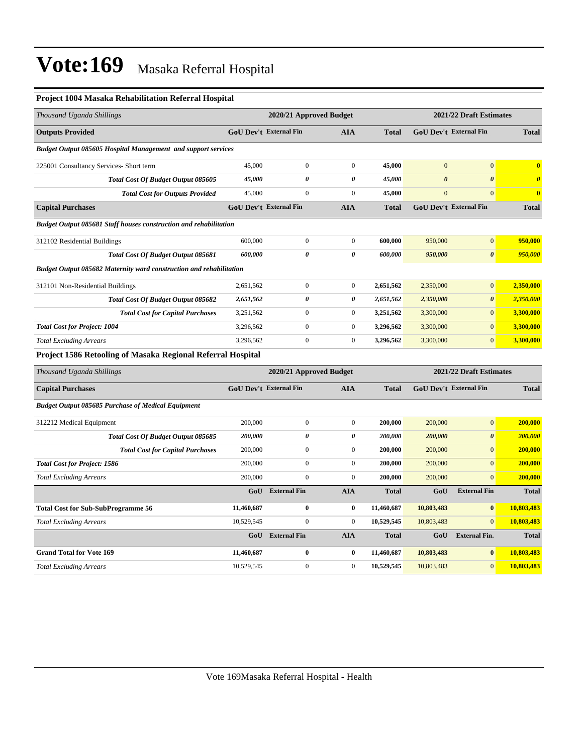# Vote:169 Masaka Referral Hospital

### Project 1004 Masaka Rehabilitation Referral Hospital

| *Thousand Uganda Shillings* | 2020/21 Approved Budget | | | | 2021/22 Draft Estimates | | |
|---|---|---|---|---|---|---|---|
| **Outputs Provided** | **GoU Dev't** | **External Fin** | **AIA** | **Total** | **GoU Dev't** | **External Fin** | **Total** |
| ***Budget Output 085605 Hospital Management and support services*** | | | | | | | |
| 225001 Consultancy Services- Short term | 45,000 | 0 | 0 | **45,000** | 0 | 0 | **0** |
| ***Total Cost Of Budget Output 085605*** | ***45,000*** | ***0*** | ***0*** | ***45,000*** | ***0*** | ***0*** | ***0*** |
| ***Total Cost for Outputs Provided*** | 45,000 | 0 | 0 | **45,000** | 0 | 0 | **0** |
| **Capital Purchases** | **GoU Dev't** | **External Fin** | **AIA** | **Total** | **GoU Dev't** | **External Fin** | **Total** |
| ***Budget Output 085681 Staff houses construction and rehabilitation*** | | | | | | | |
| 312102 Residential Buildings | 600,000 | 0 | 0 | **600,000** | 950,000 | 0 | **950,000** |
| ***Total Cost Of Budget Output 085681*** | ***600,000*** | ***0*** | ***0*** | ***600,000*** | ***950,000*** | ***0*** | ***950,000*** |
| ***Budget Output 085682 Maternity ward construction and rehabilitation*** | | | | | | | |
| 312101 Non-Residential Buildings | 2,651,562 | 0 | 0 | **2,651,562** | 2,350,000 | 0 | **2,350,000** |
| ***Total Cost Of Budget Output 085682*** | ***2,651,562*** | ***0*** | ***0*** | ***2,651,562*** | ***2,350,000*** | ***0*** | ***2,350,000*** |
| ***Total Cost for Capital Purchases*** | 3,251,562 | 0 | 0 | **3,251,562** | 3,300,000 | 0 | **3,300,000** |
| ***Total Cost for Project: 1004*** | 3,296,562 | 0 | 0 | **3,296,562** | 3,300,000 | 0 | **3,300,000** |
| *Total Excluding Arrears* | 3,296,562 | 0 | 0 | **3,296,562** | 3,300,000 | 0 | **3,300,000** |

### Project 1586 Retooling of Masaka Regional Referral Hospital

| *Thousand Uganda Shillings* | 2020/21 Approved Budget | | | | 2021/22 Draft Estimates | | |
|---|---|---|---|---|---|---|---|
| **Capital Purchases** | **GoU Dev't** | **External Fin** | **AIA** | **Total** | **GoU Dev't** | **External Fin** | **Total** |
| ***Budget Output 085685 Purchase of Medical Equipment*** | | | | | | | |
| 312212 Medical Equipment | 200,000 | 0 | 0 | **200,000** | 200,000 | 0 | **200,000** |
| ***Total Cost Of Budget Output 085685*** | ***200,000*** | ***0*** | ***0*** | ***200,000*** | ***200,000*** | ***0*** | ***200,000*** |
| ***Total Cost for Capital Purchases*** | 200,000 | 0 | 0 | **200,000** | 200,000 | 0 | **200,000** |
| ***Total Cost for Project: 1586*** | 200,000 | 0 | 0 | **200,000** | 200,000 | 0 | **200,000** |
| *Total Excluding Arrears* | 200,000 | 0 | 0 | **200,000** | 200,000 | 0 | **200,000** |
| | **GoU** | **External Fin** | **AIA** | **Total** | **GoU** | **External Fin** | **Total** |
| **Total Cost for Sub-SubProgramme 56** | **11,460,687** | **0** | **0** | **11,460,687** | **10,803,483** | **0** | **10,803,483** |
| *Total Excluding Arrears* | 10,529,545 | 0 | 0 | **10,529,545** | 10,803,483 | 0 | **10,803,483** |
| | **GoU** | **External Fin** | **AIA** | **Total** | **GoU** | **External Fin.** | **Total** |
| **Grand Total for Vote 169** | **11,460,687** | **0** | **0** | **11,460,687** | **10,803,483** | **0** | **10,803,483** |
| *Total Excluding Arrears* | 10,529,545 | 0 | 0 | **10,529,545** | 10,803,483 | 0 | **10,803,483** |